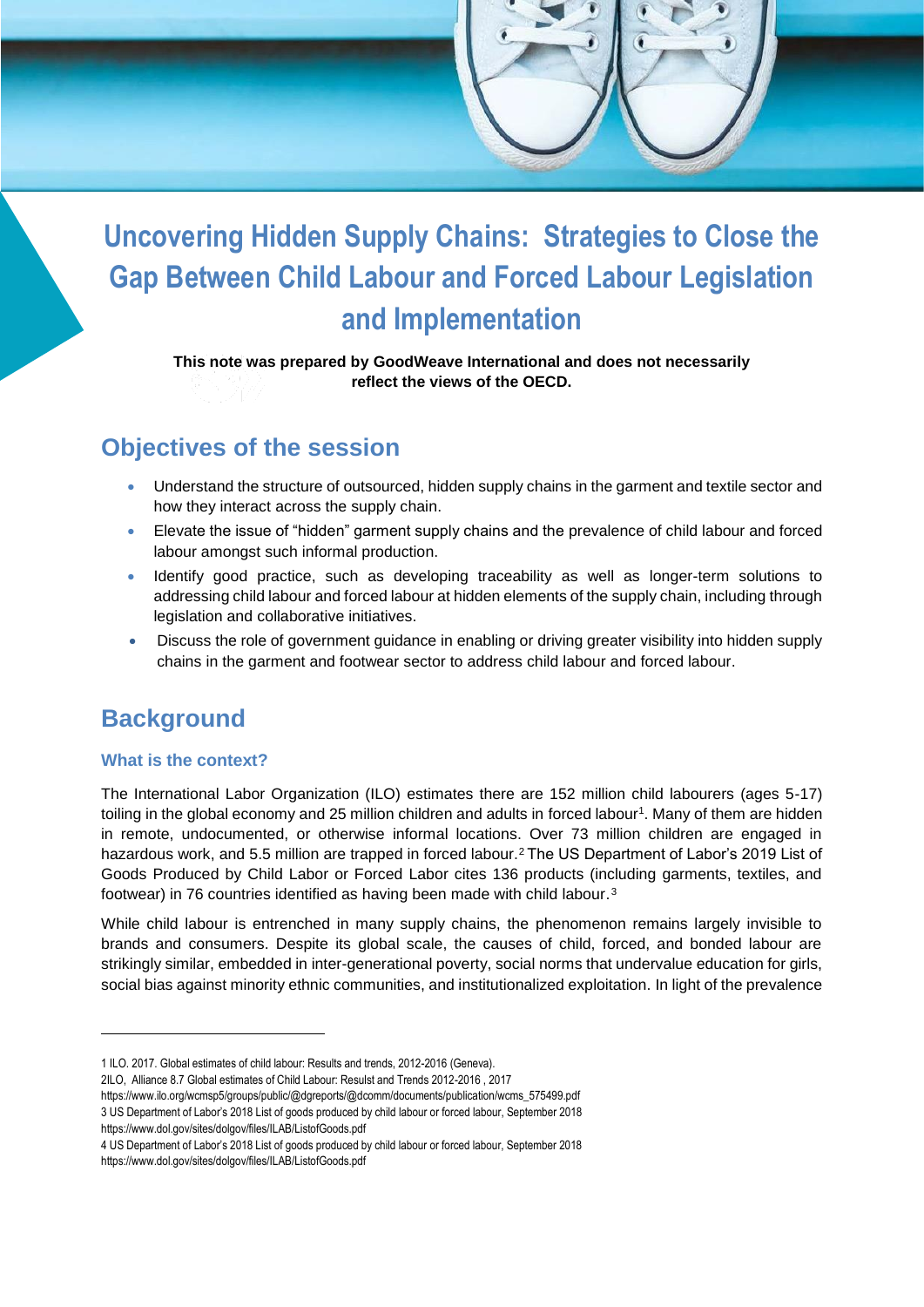# Uncovering Hidden Supply Chains: Strategies to Close the Gap Between Child Labour and Forced Labour Legislation and Implementation

**This note was prepared by GoodWeave International and does not necessarily reflect the views of the OECD.**

## Objectives of the session

- Understand the structure of outsourced, hidden supply chains in the garment and textile sector and how they interact across the supply chain.
- Elevate the issue of "hidden" garment supply chains and the prevalence of child labour and forced labour amongst such informal production.
- Identify good practice, such as developing traceability as well as longer-term solutions to addressing child labour and forced labour at hidden elements of the supply chain, including through legislation and collaborative initiatives.
- Discuss the role of government guidance in enabling or driving greater visibility into hidden supply chains in the garment and footwear sector to address child labour and forced labour.

## Background

### What is the context?

The International Labor Organization (ILO) estimates there are 152 million child labourers (ages 5-17) toiling in the global economy and 25 million children and adults in forced labour[1]. Many of them are hidden in remote, undocumented, or otherwise informal locations. Over 73 million children are engaged in hazardous work, and 5.5 million are trapped in forced labour.[2] The US Department of Labor's 2019 List of Goods Produced by Child Labor or Forced Labor cites 136 products (including garments, textiles, and footwear) in 76 countries identified as having been made with child labour.[3]

While child labour is entrenched in many supply chains, the phenomenon remains largely invisible to brands and consumers. Despite its global scale, the causes of child, forced, and bonded labour are strikingly similar, embedded in inter-generational poverty, social norms that undervalue education for girls, social bias against minority ethnic communities, and institutionalized exploitation. In light of the prevalence

---

1 ILO. 2017. Global estimates of child labour: Results and trends, 2012-2016 (Geneva).

2ILO, Alliance 8.7 Global estimates of Child Labour: Resulst and Trends 2012-2016 , 2017 https://www.ilo.org/wcmsp5/groups/public/@dgreports/@dcomm/documents/publication/wcms_575499.pdf

3 US Department of Labor's 2018 List of goods produced by child labour or forced labour, September 2018 https://www.dol.gov/sites/dolgov/files/ILAB/ListofGoods.pdf

4 US Department of Labor's 2018 List of goods produced by child labour or forced labour, September 2018 https://www.dol.gov/sites/dolgov/files/ILAB/ListofGoods.pdf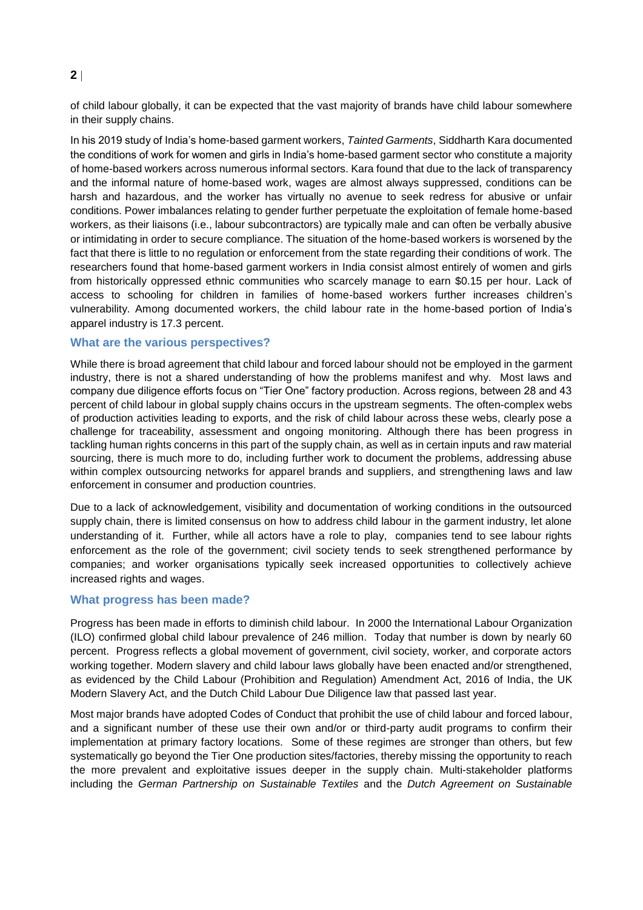of child labour globally, it can be expected that the vast majority of brands have child labour somewhere in their supply chains.

In his 2019 study of India's home-based garment workers, *Tainted Garments*, Siddharth Kara documented the conditions of work for women and girls in India's home-based garment sector who constitute a majority of home-based workers across numerous informal sectors. Kara found that due to the lack of transparency and the informal nature of home-based work, wages are almost always suppressed, conditions can be harsh and hazardous, and the worker has virtually no avenue to seek redress for abusive or unfair conditions. Power imbalances relating to gender further perpetuate the exploitation of female home-based workers, as their liaisons (i.e., labour subcontractors) are typically male and can often be verbally abusive or intimidating in order to secure compliance. The situation of the home-based workers is worsened by the fact that there is little to no regulation or enforcement from the state regarding their conditions of work. The researchers found that home-based garment workers in India consist almost entirely of women and girls from historically oppressed ethnic communities who scarcely manage to earn $0.15 per hour. Lack of access to schooling for children in families of home-based workers further increases children's vulnerability. Among documented workers, the child labour rate in the home-based portion of India's apparel industry is 17.3 percent.

### What are the various perspectives?

While there is broad agreement that child labour and forced labour should not be employed in the garment industry, there is not a shared understanding of how the problems manifest and why. Most laws and company due diligence efforts focus on "Tier One" factory production. Across regions, between 28 and 43 percent of child labour in global supply chains occurs in the upstream segments. The often-complex webs of production activities leading to exports, and the risk of child labour across these webs, clearly pose a challenge for traceability, assessment and ongoing monitoring. Although there has been progress in tackling human rights concerns in this part of the supply chain, as well as in certain inputs and raw material sourcing, there is much more to do, including further work to document the problems, addressing abuse within complex outsourcing networks for apparel brands and suppliers, and strengthening laws and law enforcement in consumer and production countries.

Due to a lack of acknowledgement, visibility and documentation of working conditions in the outsourced supply chain, there is limited consensus on how to address child labour in the garment industry, let alone understanding of it. Further, while all actors have a role to play, companies tend to see labour rights enforcement as the role of the government; civil society tends to seek strengthened performance by companies; and worker organisations typically seek increased opportunities to collectively achieve increased rights and wages.

### What progress has been made?

Progress has been made in efforts to diminish child labour. In 2000 the International Labour Organization (ILO) confirmed global child labour prevalence of 246 million. Today that number is down by nearly 60 percent. Progress reflects a global movement of government, civil society, worker, and corporate actors working together. Modern slavery and child labour laws globally have been enacted and/or strengthened, as evidenced by the Child Labour (Prohibition and Regulation) Amendment Act, 2016 of India, the UK Modern Slavery Act, and the Dutch Child Labour Due Diligence law that passed last year.

Most major brands have adopted Codes of Conduct that prohibit the use of child labour and forced labour, and a significant number of these use their own and/or or third-party audit programs to confirm their implementation at primary factory locations. Some of these regimes are stronger than others, but few systematically go beyond the Tier One production sites/factories, thereby missing the opportunity to reach the more prevalent and exploitative issues deeper in the supply chain. Multi-stakeholder platforms including the *German Partnership on Sustainable Textiles* and the *Dutch Agreement on Sustainable*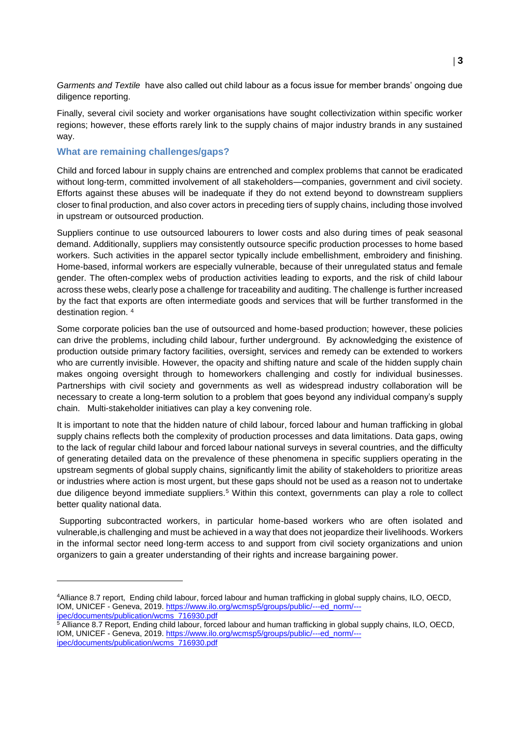*Garments and Textile* have also called out child labour as a focus issue for member brands' ongoing due diligence reporting.

Finally, several civil society and worker organisations have sought collectivization within specific worker regions; however, these efforts rarely link to the supply chains of major industry brands in any sustained way.

### What are remaining challenges/gaps?

Child and forced labour in supply chains are entrenched and complex problems that cannot be eradicated without long-term, committed involvement of all stakeholders—companies, government and civil society. Efforts against these abuses will be inadequate if they do not extend beyond to downstream suppliers closer to final production, and also cover actors in preceding tiers of supply chains, including those involved in upstream or outsourced production.

Suppliers continue to use outsourced labourers to lower costs and also during times of peak seasonal demand. Additionally, suppliers may consistently outsource specific production processes to home based workers. Such activities in the apparel sector typically include embellishment, embroidery and finishing. Home-based, informal workers are especially vulnerable, because of their unregulated status and female gender. The often-complex webs of production activities leading to exports, and the risk of child labour across these webs, clearly pose a challenge for traceability and auditing. The challenge is further increased by the fact that exports are often intermediate goods and services that will be further transformed in the destination region. [4]

Some corporate policies ban the use of outsourced and home-based production; however, these policies can drive the problems, including child labour, further underground. By acknowledging the existence of production outside primary factory facilities, oversight, services and remedy can be extended to workers who are currently invisible. However, the opacity and shifting nature and scale of the hidden supply chain makes ongoing oversight through to homeworkers challenging and costly for individual businesses. Partnerships with civil society and governments as well as widespread industry collaboration will be necessary to create a long-term solution to a problem that goes beyond any individual company's supply chain. Multi-stakeholder initiatives can play a key convening role.

It is important to note that the hidden nature of child labour, forced labour and human trafficking in global supply chains reflects both the complexity of production processes and data limitations. Data gaps, owing to the lack of regular child labour and forced labour national surveys in several countries, and the difficulty of generating detailed data on the prevalence of these phenomena in specific suppliers operating in the upstream segments of global supply chains, significantly limit the ability of stakeholders to prioritize areas or industries where action is most urgent, but these gaps should not be used as a reason not to undertake due diligence beyond immediate suppliers.[5] Within this context, governments can play a role to collect better quality national data.

Supporting subcontracted workers, in particular home-based workers who are often isolated and vulnerable,is challenging and must be achieved in a way that does not jeopardize their livelihoods. Workers in the informal sector need long-term access to and support from civil society organizations and union organizers to gain a greater understanding of their rights and increase bargaining power.

---

[4] Alliance 8.7 report, Ending child labour, forced labour and human trafficking in global supply chains, ILO, OECD, IOM, UNICEF - Geneva, 2019. https://www.ilo.org/wcmsp5/groups/public/---ed_norm/---ipec/documents/publication/wcms_716930.pdf

[5] Alliance 8.7 Report, Ending child labour, forced labour and human trafficking in global supply chains, ILO, OECD, IOM, UNICEF - Geneva, 2019. https://www.ilo.org/wcmsp5/groups/public/---ed_norm/---ipec/documents/publication/wcms_716930.pdf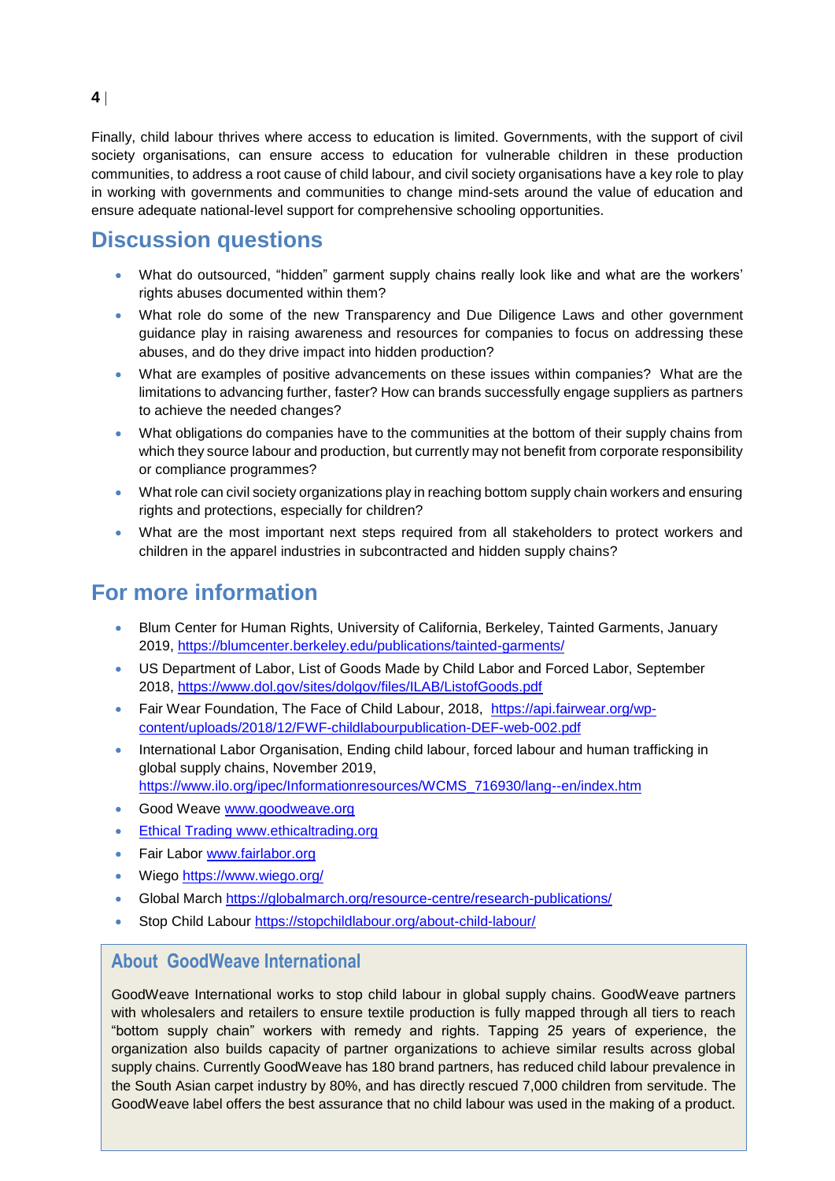Finally, child labour thrives where access to education is limited. Governments, with the support of civil society organisations, can ensure access to education for vulnerable children in these production communities, to address a root cause of child labour, and civil society organisations have a key role to play in working with governments and communities to change mind-sets around the value of education and ensure adequate national-level support for comprehensive schooling opportunities.

## Discussion questions

- What do outsourced, "hidden" garment supply chains really look like and what are the workers' rights abuses documented within them?
- What role do some of the new Transparency and Due Diligence Laws and other government guidance play in raising awareness and resources for companies to focus on addressing these abuses, and do they drive impact into hidden production?
- What are examples of positive advancements on these issues within companies? What are the limitations to advancing further, faster? How can brands successfully engage suppliers as partners to achieve the needed changes?
- What obligations do companies have to the communities at the bottom of their supply chains from which they source labour and production, but currently may not benefit from corporate responsibility or compliance programmes?
- What role can civil society organizations play in reaching bottom supply chain workers and ensuring rights and protections, especially for children?
- What are the most important next steps required from all stakeholders to protect workers and children in the apparel industries in subcontracted and hidden supply chains?

## For more information

- Blum Center for Human Rights, University of California, Berkeley, Tainted Garments, January 2019, https://blumcenter.berkeley.edu/publications/tainted-garments/
- US Department of Labor, List of Goods Made by Child Labor and Forced Labor, September 2018, https://www.dol.gov/sites/dolgov/files/ILAB/ListofGoods.pdf
- Fair Wear Foundation, The Face of Child Labour, 2018, https://api.fairwear.org/wp-content/uploads/2018/12/FWF-childlabourpublication-DEF-web-002.pdf
- International Labor Organisation, Ending child labour, forced labour and human trafficking in global supply chains, November 2019, https://www.ilo.org/ipec/Informationresources/WCMS_716930/lang--en/index.htm
- Good Weave www.goodweave.org
- Ethical Trading www.ethicaltrading.org
- Fair Labor www.fairlabor.org
- Wiego https://www.wiego.org/
- Global March https://globalmarch.org/resource-centre/research-publications/
- Stop Child Labour https://stopchildlabour.org/about-child-labour/

### About GoodWeave International

GoodWeave International works to stop child labour in global supply chains. GoodWeave partners with wholesalers and retailers to ensure textile production is fully mapped through all tiers to reach "bottom supply chain" workers with remedy and rights. Tapping 25 years of experience, the organization also builds capacity of partner organizations to achieve similar results across global supply chains. Currently GoodWeave has 180 brand partners, has reduced child labour prevalence in the South Asian carpet industry by 80%, and has directly rescued 7,000 children from servitude. The GoodWeave label offers the best assurance that no child labour was used in the making of a product.